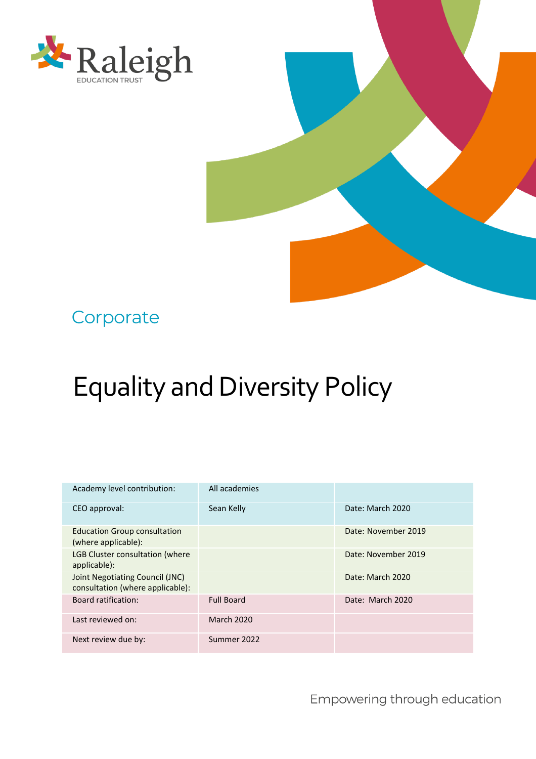Raleigh
EDUCATION TRUST

Corporate

# Equality and Diversity Policy

| Academy level contribution: | All academies | |
|---|---|---|
| CEO approval: | Sean Kelly | Date: March 2020 |
| Education Group consultation (where applicable): | | Date: November 2019 |
| LGB Cluster consultation (where applicable): | | Date: November 2019 |
| Joint Negotiating Council (JNC) consultation (where applicable): | | Date: March 2020 |
| Board ratification: | Full Board | Date: March 2020 |
| Last reviewed on: | March 2020 | |
| Next review due by: | Summer 2022 | |

Empowering through education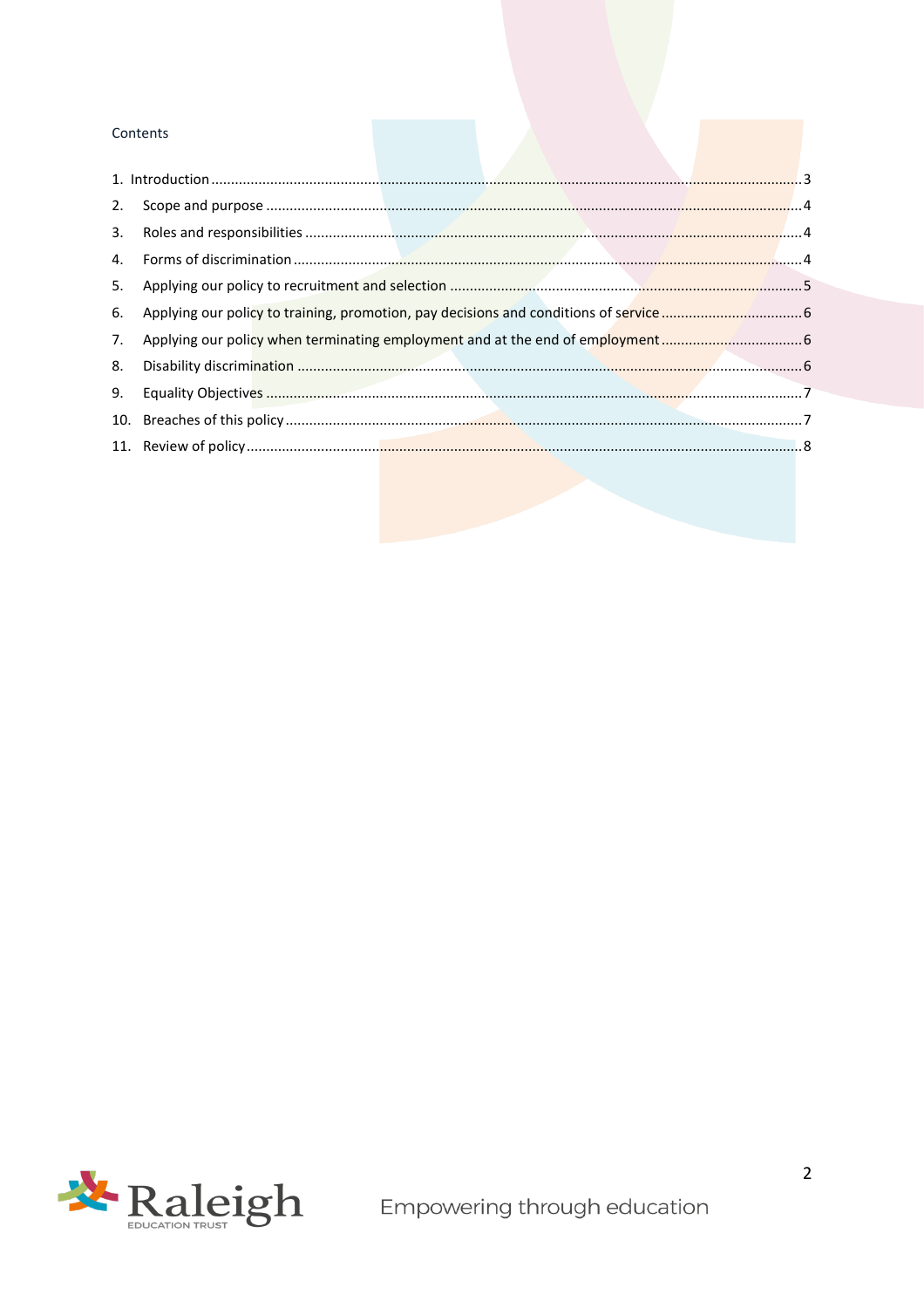Contents

1. Introduction ........................................................................................................ 3
2. Scope and purpose ............................................................................................... 4
3. Roles and responsibilities ..................................................................................... 4
4. Forms of discrimination ........................................................................................ 4
5. Applying our policy to recruitment and selection ................................................ 5
6. Applying our policy to training, promotion, pay decisions and conditions of service ........ 6
7. Applying our policy when terminating employment and at the end of employment ........ 6
8. Disability discrimination ........................................................................................ 6
9. Equality Objectives ................................................................................................ 7
10. Breaches of this policy .......................................................................................... 7
11. Review of policy .................................................................................................... 8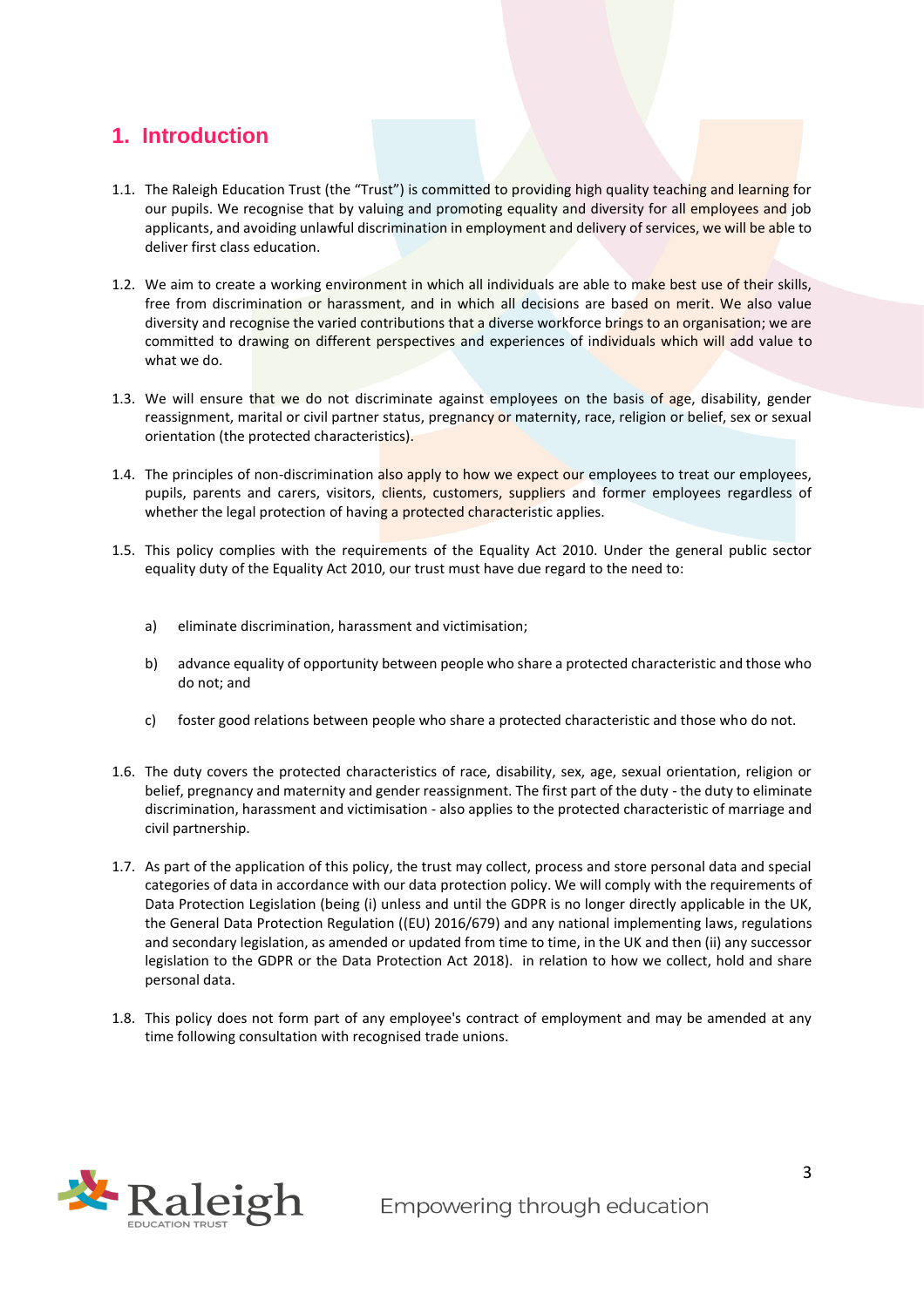## 1. Introduction

1.1. The Raleigh Education Trust (the "Trust") is committed to providing high quality teaching and learning for our pupils. We recognise that by valuing and promoting equality and diversity for all employees and job applicants, and avoiding unlawful discrimination in employment and delivery of services, we will be able to deliver first class education.

1.2. We aim to create a working environment in which all individuals are able to make best use of their skills, free from discrimination or harassment, and in which all decisions are based on merit. We also value diversity and recognise the varied contributions that a diverse workforce brings to an organisation; we are committed to drawing on different perspectives and experiences of individuals which will add value to what we do.

1.3. We will ensure that we do not discriminate against employees on the basis of age, disability, gender reassignment, marital or civil partner status, pregnancy or maternity, race, religion or belief, sex or sexual orientation (the protected characteristics).

1.4. The principles of non-discrimination also apply to how we expect our employees to treat our employees, pupils, parents and carers, visitors, clients, customers, suppliers and former employees regardless of whether the legal protection of having a protected characteristic applies.

1.5. This policy complies with the requirements of the Equality Act 2010. Under the general public sector equality duty of the Equality Act 2010, our trust must have due regard to the need to:

a) eliminate discrimination, harassment and victimisation;

b) advance equality of opportunity between people who share a protected characteristic and those who do not; and

c) foster good relations between people who share a protected characteristic and those who do not.

1.6. The duty covers the protected characteristics of race, disability, sex, age, sexual orientation, religion or belief, pregnancy and maternity and gender reassignment. The first part of the duty - the duty to eliminate discrimination, harassment and victimisation - also applies to the protected characteristic of marriage and civil partnership.

1.7. As part of the application of this policy, the trust may collect, process and store personal data and special categories of data in accordance with our data protection policy. We will comply with the requirements of Data Protection Legislation (being (i) unless and until the GDPR is no longer directly applicable in the UK, the General Data Protection Regulation ((EU) 2016/679) and any national implementing laws, regulations and secondary legislation, as amended or updated from time to time, in the UK and then (ii) any successor legislation to the GDPR or the Data Protection Act 2018). in relation to how we collect, hold and share personal data.

1.8. This policy does not form part of any employee's contract of employment and may be amended at any time following consultation with recognised trade unions.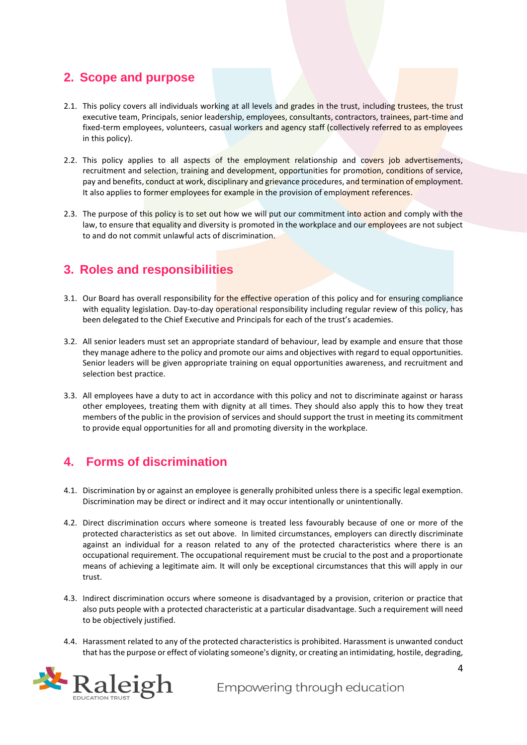## 2. Scope and purpose

2.1. This policy covers all individuals working at all levels and grades in the trust, including trustees, the trust executive team, Principals, senior leadership, employees, consultants, contractors, trainees, part-time and fixed-term employees, volunteers, casual workers and agency staff (collectively referred to as employees in this policy).

2.2. This policy applies to all aspects of the employment relationship and covers job advertisements, recruitment and selection, training and development, opportunities for promotion, conditions of service, pay and benefits, conduct at work, disciplinary and grievance procedures, and termination of employment. It also applies to former employees for example in the provision of employment references.

2.3. The purpose of this policy is to set out how we will put our commitment into action and comply with the law, to ensure that equality and diversity is promoted in the workplace and our employees are not subject to and do not commit unlawful acts of discrimination.

## 3. Roles and responsibilities

3.1. Our Board has overall responsibility for the effective operation of this policy and for ensuring compliance with equality legislation. Day-to-day operational responsibility including regular review of this policy, has been delegated to the Chief Executive and Principals for each of the trust's academies.

3.2. All senior leaders must set an appropriate standard of behaviour, lead by example and ensure that those they manage adhere to the policy and promote our aims and objectives with regard to equal opportunities. Senior leaders will be given appropriate training on equal opportunities awareness, and recruitment and selection best practice.

3.3. All employees have a duty to act in accordance with this policy and not to discriminate against or harass other employees, treating them with dignity at all times. They should also apply this to how they treat members of the public in the provision of services and should support the trust in meeting its commitment to provide equal opportunities for all and promoting diversity in the workplace.

## 4. Forms of discrimination

4.1. Discrimination by or against an employee is generally prohibited unless there is a specific legal exemption. Discrimination may be direct or indirect and it may occur intentionally or unintentionally.

4.2. Direct discrimination occurs where someone is treated less favourably because of one or more of the protected characteristics as set out above. In limited circumstances, employers can directly discriminate against an individual for a reason related to any of the protected characteristics where there is an occupational requirement. The occupational requirement must be crucial to the post and a proportionate means of achieving a legitimate aim. It will only be exceptional circumstances that this will apply in our trust.

4.3. Indirect discrimination occurs where someone is disadvantaged by a provision, criterion or practice that also puts people with a protected characteristic at a particular disadvantage. Such a requirement will need to be objectively justified.

4.4. Harassment related to any of the protected characteristics is prohibited. Harassment is unwanted conduct that has the purpose or effect of violating someone's dignity, or creating an intimidating, hostile, degrading,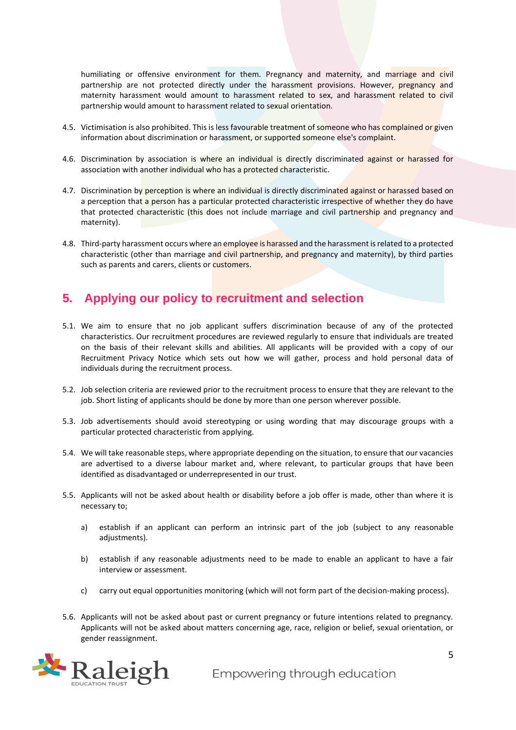humiliating or offensive environment for them. Pregnancy and maternity, and marriage and civil partnership are not protected directly under the harassment provisions. However, pregnancy and maternity harassment would amount to harassment related to sex, and harassment related to civil partnership would amount to harassment related to sexual orientation.

4.5. Victimisation is also prohibited. This is less favourable treatment of someone who has complained or given information about discrimination or harassment, or supported someone else's complaint.

4.6. Discrimination by association is where an individual is directly discriminated against or harassed for association with another individual who has a protected characteristic.

4.7. Discrimination by perception is where an individual is directly discriminated against or harassed based on a perception that a person has a particular protected characteristic irrespective of whether they do have that protected characteristic (this does not include marriage and civil partnership and pregnancy and maternity).

4.8. Third-party harassment occurs where an employee is harassed and the harassment is related to a protected characteristic (other than marriage and civil partnership, and pregnancy and maternity), by third parties such as parents and carers, clients or customers.

## 5. Applying our policy to recruitment and selection

5.1. We aim to ensure that no job applicant suffers discrimination because of any of the protected characteristics. Our recruitment procedures are reviewed regularly to ensure that individuals are treated on the basis of their relevant skills and abilities. All applicants will be provided with a copy of our Recruitment Privacy Notice which sets out how we will gather, process and hold personal data of individuals during the recruitment process.

5.2. Job selection criteria are reviewed prior to the recruitment process to ensure that they are relevant to the job. Short listing of applicants should be done by more than one person wherever possible.

5.3. Job advertisements should avoid stereotyping or using wording that may discourage groups with a particular protected characteristic from applying.

5.4. We will take reasonable steps, where appropriate depending on the situation, to ensure that our vacancies are advertised to a diverse labour market and, where relevant, to particular groups that have been identified as disadvantaged or underrepresented in our trust.

5.5. Applicants will not be asked about health or disability before a job offer is made, other than where it is necessary to;

a) establish if an applicant can perform an intrinsic part of the job (subject to any reasonable adjustments).

b) establish if any reasonable adjustments need to be made to enable an applicant to have a fair interview or assessment.

c) carry out equal opportunities monitoring (which will not form part of the decision-making process).

5.6. Applicants will not be asked about past or current pregnancy or future intentions related to pregnancy. Applicants will not be asked about matters concerning age, race, religion or belief, sexual orientation, or gender reassignment.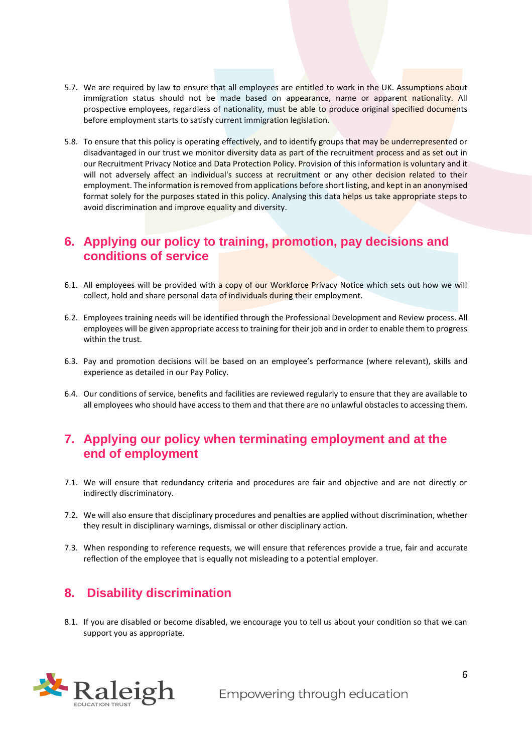5.7. We are required by law to ensure that all employees are entitled to work in the UK. Assumptions about immigration status should not be made based on appearance, name or apparent nationality. All prospective employees, regardless of nationality, must be able to produce original specified documents before employment starts to satisfy current immigration legislation.

5.8. To ensure that this policy is operating effectively, and to identify groups that may be underrepresented or disadvantaged in our trust we monitor diversity data as part of the recruitment process and as set out in our Recruitment Privacy Notice and Data Protection Policy. Provision of this information is voluntary and it will not adversely affect an individual's success at recruitment or any other decision related to their employment. The information is removed from applications before short listing, and kept in an anonymised format solely for the purposes stated in this policy. Analysing this data helps us take appropriate steps to avoid discrimination and improve equality and diversity.

## 6. Applying our policy to training, promotion, pay decisions and conditions of service

6.1. All employees will be provided with a copy of our Workforce Privacy Notice which sets out how we will collect, hold and share personal data of individuals during their employment.

6.2. Employees training needs will be identified through the Professional Development and Review process. All employees will be given appropriate access to training for their job and in order to enable them to progress within the trust.

6.3. Pay and promotion decisions will be based on an employee's performance (where relevant), skills and experience as detailed in our Pay Policy.

6.4. Our conditions of service, benefits and facilities are reviewed regularly to ensure that they are available to all employees who should have access to them and that there are no unlawful obstacles to accessing them.

## 7. Applying our policy when terminating employment and at the end of employment

7.1. We will ensure that redundancy criteria and procedures are fair and objective and are not directly or indirectly discriminatory.

7.2. We will also ensure that disciplinary procedures and penalties are applied without discrimination, whether they result in disciplinary warnings, dismissal or other disciplinary action.

7.3. When responding to reference requests, we will ensure that references provide a true, fair and accurate reflection of the employee that is equally not misleading to a potential employer.

## 8. Disability discrimination

8.1. If you are disabled or become disabled, we encourage you to tell us about your condition so that we can support you as appropriate.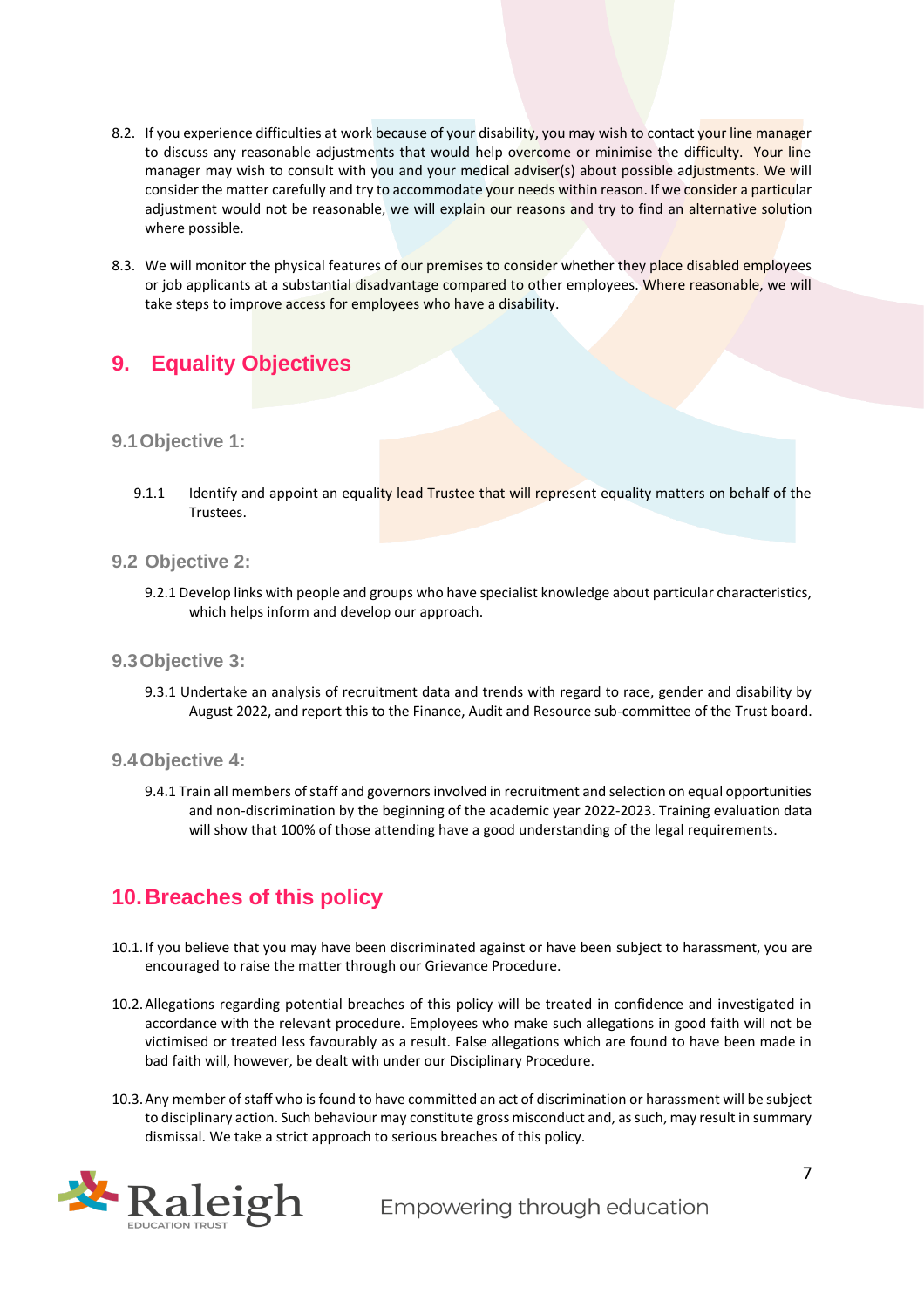8.2. If you experience difficulties at work because of your disability, you may wish to contact your line manager to discuss any reasonable adjustments that would help overcome or minimise the difficulty. Your line manager may wish to consult with you and your medical adviser(s) about possible adjustments. We will consider the matter carefully and try to accommodate your needs within reason. If we consider a particular adjustment would not be reasonable, we will explain our reasons and try to find an alternative solution where possible.

8.3. We will monitor the physical features of our premises to consider whether they place disabled employees or job applicants at a substantial disadvantage compared to other employees. Where reasonable, we will take steps to improve access for employees who have a disability.

## 9. Equality Objectives

### 9.1 Objective 1:

9.1.1 Identify and appoint an equality lead Trustee that will represent equality matters on behalf of the Trustees.

### 9.2 Objective 2:

9.2.1 Develop links with people and groups who have specialist knowledge about particular characteristics, which helps inform and develop our approach.

### 9.3 Objective 3:

9.3.1 Undertake an analysis of recruitment data and trends with regard to race, gender and disability by August 2022, and report this to the Finance, Audit and Resource sub-committee of the Trust board.

### 9.4 Objective 4:

9.4.1 Train all members of staff and governors involved in recruitment and selection on equal opportunities and non-discrimination by the beginning of the academic year 2022-2023. Training evaluation data will show that 100% of those attending have a good understanding of the legal requirements.

## 10. Breaches of this policy

10.1. If you believe that you may have been discriminated against or have been subject to harassment, you are encouraged to raise the matter through our Grievance Procedure.

10.2. Allegations regarding potential breaches of this policy will be treated in confidence and investigated in accordance with the relevant procedure. Employees who make such allegations in good faith will not be victimised or treated less favourably as a result. False allegations which are found to have been made in bad faith will, however, be dealt with under our Disciplinary Procedure.

10.3. Any member of staff who is found to have committed an act of discrimination or harassment will be subject to disciplinary action. Such behaviour may constitute gross misconduct and, as such, may result in summary dismissal. We take a strict approach to serious breaches of this policy.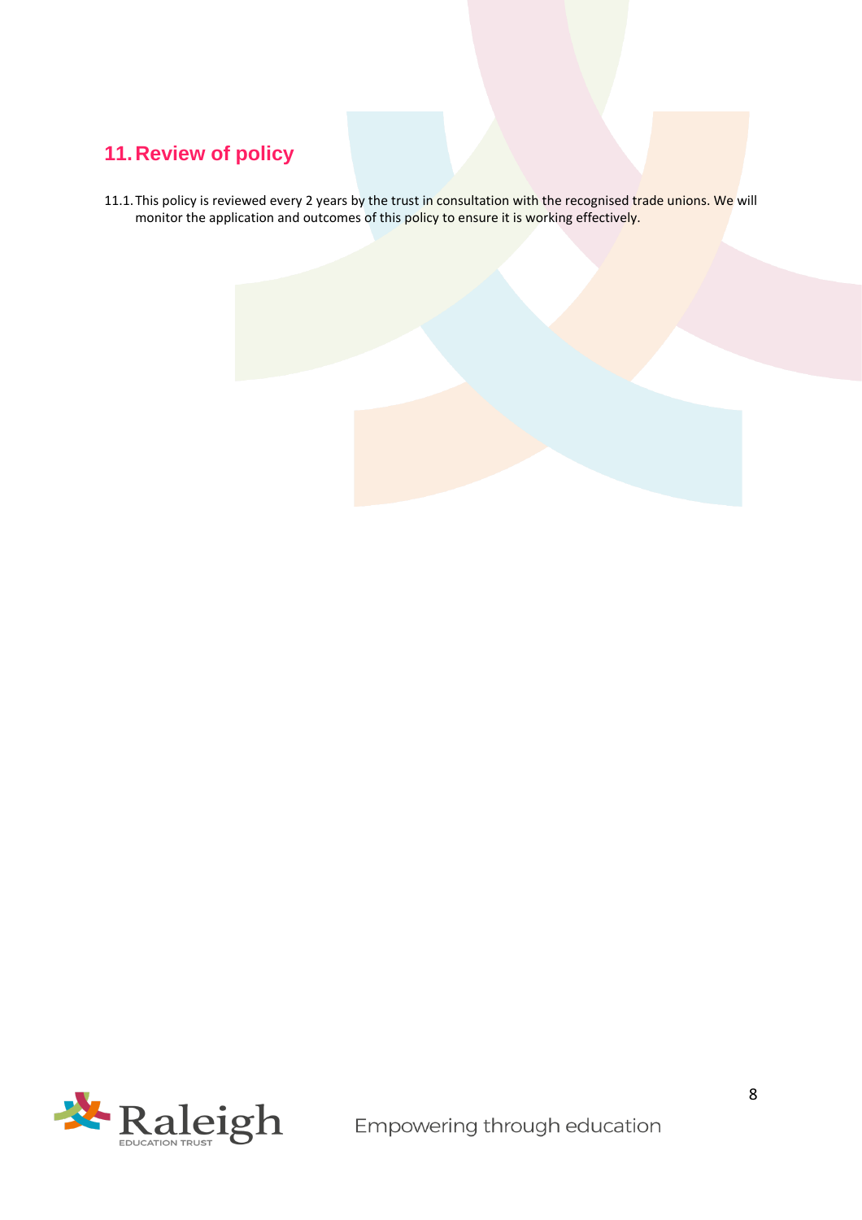## 11. Review of policy

11.1. This policy is reviewed every 2 years by the trust in consultation with the recognised trade unions. We will monitor the application and outcomes of this policy to ensure it is working effectively.